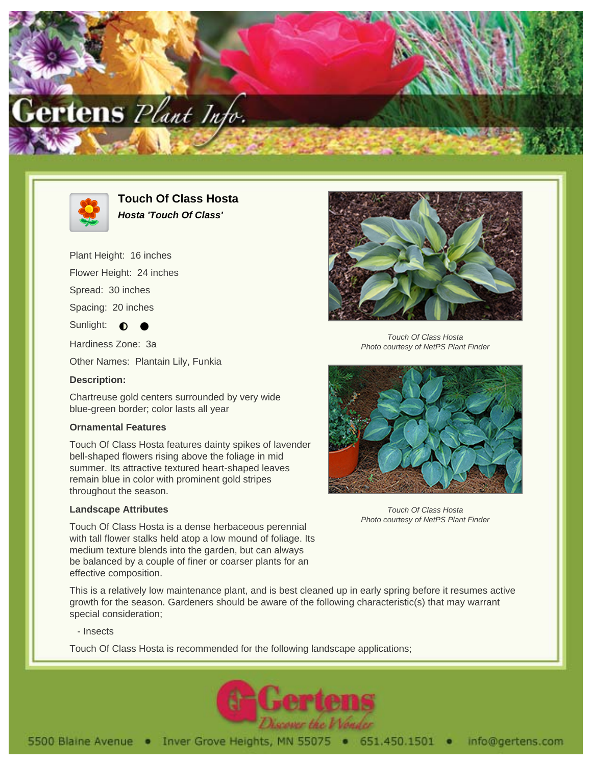# Touch Of Class Hosta

***Hosta 'Touch Of Class'***

Plant Height: 16 inches

Flower Height: 24 inches

Spread: 30 inches

Spacing: 20 inches

Sunlight: ◐ ●

Hardiness Zone: 3a

Other Names: Plantain Lily, Funkia

**Description:**

Chartreuse gold centers surrounded by very wide blue-green border; color lasts all year

Touch Of Class Hosta
Photo courtesy of NetPS Plant Finder

Touch Of Class Hosta
Photo courtesy of NetPS Plant Finder

### Ornamental Features

Touch Of Class Hosta features dainty spikes of lavender bell-shaped flowers rising above the foliage in mid summer. Its attractive textured heart-shaped leaves remain blue in color with prominent gold stripes throughout the season.

### Landscape Attributes

Touch Of Class Hosta is a dense herbaceous perennial with tall flower stalks held atop a low mound of foliage. Its medium texture blends into the garden, but can always be balanced by a couple of finer or coarser plants for an effective composition.

This is a relatively low maintenance plant, and is best cleaned up in early spring before it resumes active growth for the season. Gardeners should be aware of the following characteristic(s) that may warrant special consideration;

- Insects

Touch Of Class Hosta is recommended for the following landscape applications;

5500 Blaine Avenue • Inver Grove Heights, MN 55075 • 651.450.1501 • info@gertens.com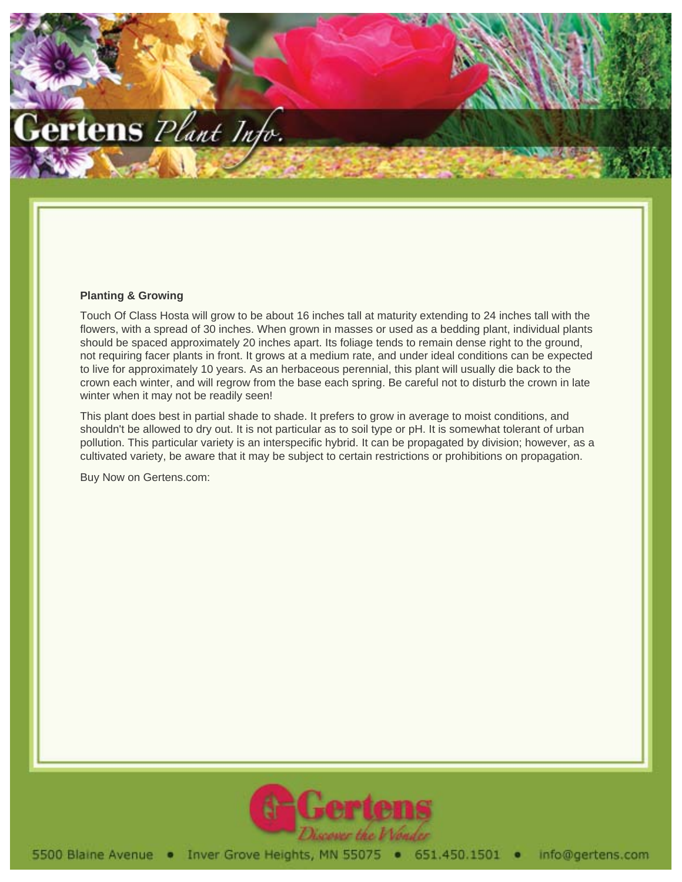### Planting & Growing

Touch Of Class Hosta will grow to be about 16 inches tall at maturity extending to 24 inches tall with the flowers, with a spread of 30 inches. When grown in masses or used as a bedding plant, individual plants should be spaced approximately 20 inches apart. Its foliage tends to remain dense right to the ground, not requiring facer plants in front. It grows at a medium rate, and under ideal conditions can be expected to live for approximately 10 years. As an herbaceous perennial, this plant will usually die back to the crown each winter, and will regrow from the base each spring. Be careful not to disturb the crown in late winter when it may not be readily seen!

This plant does best in partial shade to shade. It prefers to grow in average to moist conditions, and shouldn't be allowed to dry out. It is not particular as to soil type or pH. It is somewhat tolerant of urban pollution. This particular variety is an interspecific hybrid. It can be propagated by division; however, as a cultivated variety, be aware that it may be subject to certain restrictions or prohibitions on propagation.

Buy Now on Gertens.com: